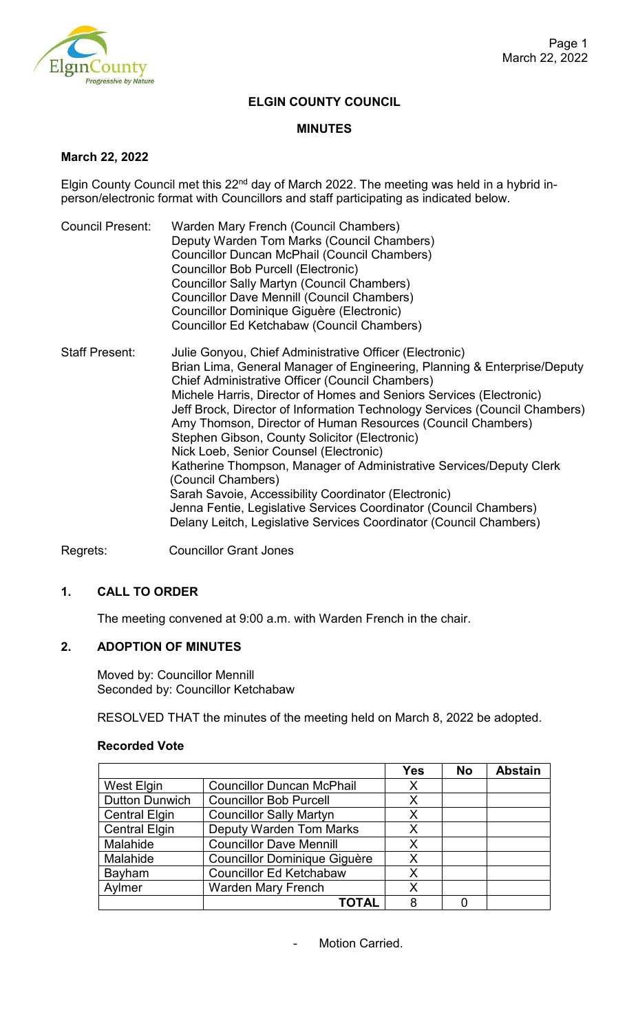# ELGIN COUNTY COUNCIL

## MINUTES

**March 22, 2022**

Elgin County Council met this 22nd day of March 2022. The meeting was held in a hybrid in-person/electronic format with Councillors and staff participating as indicated below.

Council Present:
- Warden Mary French (Council Chambers)
- Deputy Warden Tom Marks (Council Chambers)
- Councillor Duncan McPhail (Council Chambers)
- Councillor Bob Purcell (Electronic)
- Councillor Sally Martyn (Council Chambers)
- Councillor Dave Mennill (Council Chambers)
- Councillor Dominique Giguère (Electronic)
- Councillor Ed Ketchabaw (Council Chambers)

Staff Present:
- Julie Gonyou, Chief Administrative Officer (Electronic)
- Brian Lima, General Manager of Engineering, Planning & Enterprise/Deputy Chief Administrative Officer (Council Chambers)
- Michele Harris, Director of Homes and Seniors Services (Electronic)
- Jeff Brock, Director of Information Technology Services (Council Chambers)
- Amy Thomson, Director of Human Resources (Council Chambers)
- Stephen Gibson, County Solicitor (Electronic)
- Nick Loeb, Senior Counsel (Electronic)
- Katherine Thompson, Manager of Administrative Services/Deputy Clerk (Council Chambers)
- Sarah Savoie, Accessibility Coordinator (Electronic)
- Jenna Fentie, Legislative Services Coordinator (Council Chambers)
- Delany Leitch, Legislative Services Coordinator (Council Chambers)

Regrets: Councillor Grant Jones

## 1. CALL TO ORDER

The meeting convened at 9:00 a.m. with Warden French in the chair.

## 2. ADOPTION OF MINUTES

Moved by: Councillor Mennill
Seconded by: Councillor Ketchabaw

RESOLVED THAT the minutes of the meeting held on March 8, 2022 be adopted.

**Recorded Vote**

| | | Yes | No | Abstain |
|---|---|---|---|---|
| West Elgin | Councillor Duncan McPhail | X | | |
| Dutton Dunwich | Councillor Bob Purcell | X | | |
| Central Elgin | Councillor Sally Martyn | X | | |
| Central Elgin | Deputy Warden Tom Marks | X | | |
| Malahide | Councillor Dave Mennill | X | | |
| Malahide | Councillor Dominique Giguère | X | | |
| Bayham | Councillor Ed Ketchabaw | X | | |
| Aylmer | Warden Mary French | X | | |
| | **TOTAL** | 8 | 0 | |

- Motion Carried.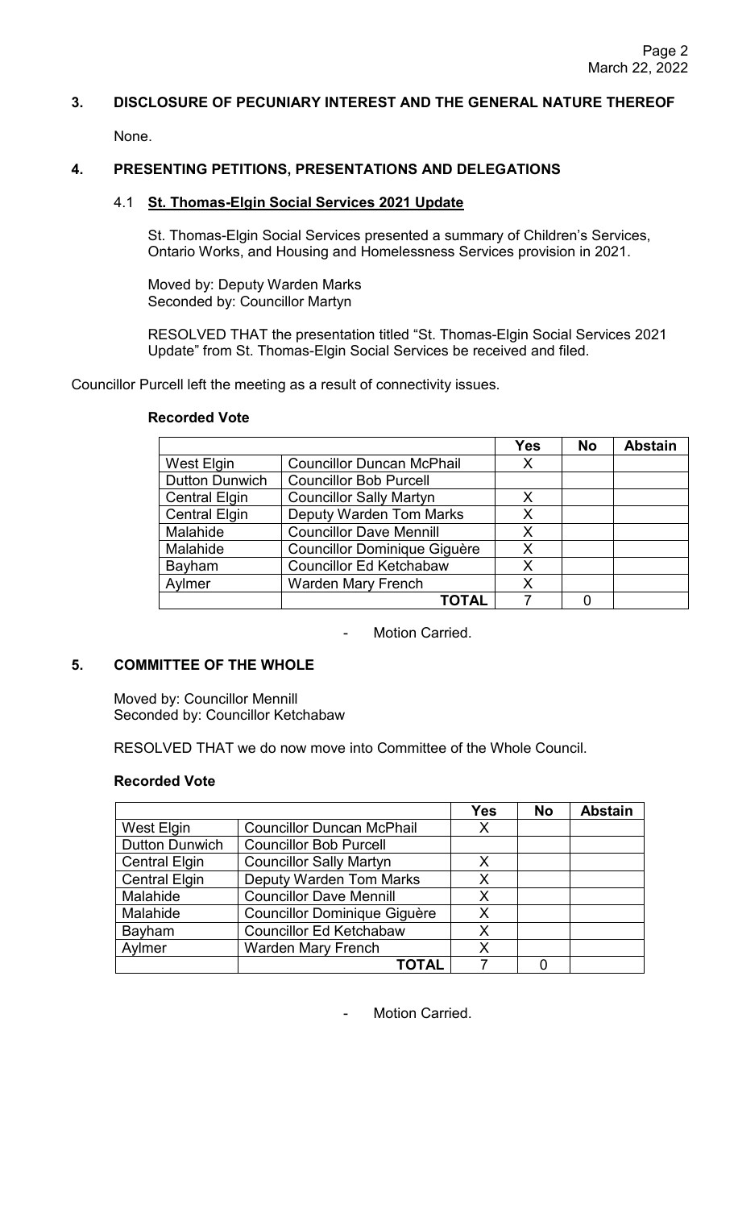## 3. DISCLOSURE OF PECUNIARY INTEREST AND THE GENERAL NATURE THEREOF

None.

## 4. PRESENTING PETITIONS, PRESENTATIONS AND DELEGATIONS

### 4.1 St. Thomas-Elgin Social Services 2021 Update

St. Thomas-Elgin Social Services presented a summary of Children's Services, Ontario Works, and Housing and Homelessness Services provision in 2021.

Moved by: Deputy Warden Marks
Seconded by: Councillor Martyn

RESOLVED THAT the presentation titled "St. Thomas-Elgin Social Services 2021 Update" from St. Thomas-Elgin Social Services be received and filed.

Councillor Purcell left the meeting as a result of connectivity issues.

**Recorded Vote**

| | | Yes | No | Abstain |
|---|---|---|---|---|
| West Elgin | Councillor Duncan McPhail | X | | |
| Dutton Dunwich | Councillor Bob Purcell | | | |
| Central Elgin | Councillor Sally Martyn | X | | |
| Central Elgin | Deputy Warden Tom Marks | X | | |
| Malahide | Councillor Dave Mennill | X | | |
| Malahide | Councillor Dominique Giguère | X | | |
| Bayham | Councillor Ed Ketchabaw | X | | |
| Aylmer | Warden Mary French | X | | |
| | **TOTAL** | 7 | 0 | |

- Motion Carried.

## 5. COMMITTEE OF THE WHOLE

Moved by: Councillor Mennill
Seconded by: Councillor Ketchabaw

RESOLVED THAT we do now move into Committee of the Whole Council.

**Recorded Vote**

| | | Yes | No | Abstain |
|---|---|---|---|---|
| West Elgin | Councillor Duncan McPhail | X | | |
| Dutton Dunwich | Councillor Bob Purcell | | | |
| Central Elgin | Councillor Sally Martyn | X | | |
| Central Elgin | Deputy Warden Tom Marks | X | | |
| Malahide | Councillor Dave Mennill | X | | |
| Malahide | Councillor Dominique Giguère | X | | |
| Bayham | Councillor Ed Ketchabaw | X | | |
| Aylmer | Warden Mary French | X | | |
| | **TOTAL** | 7 | 0 | |

- Motion Carried.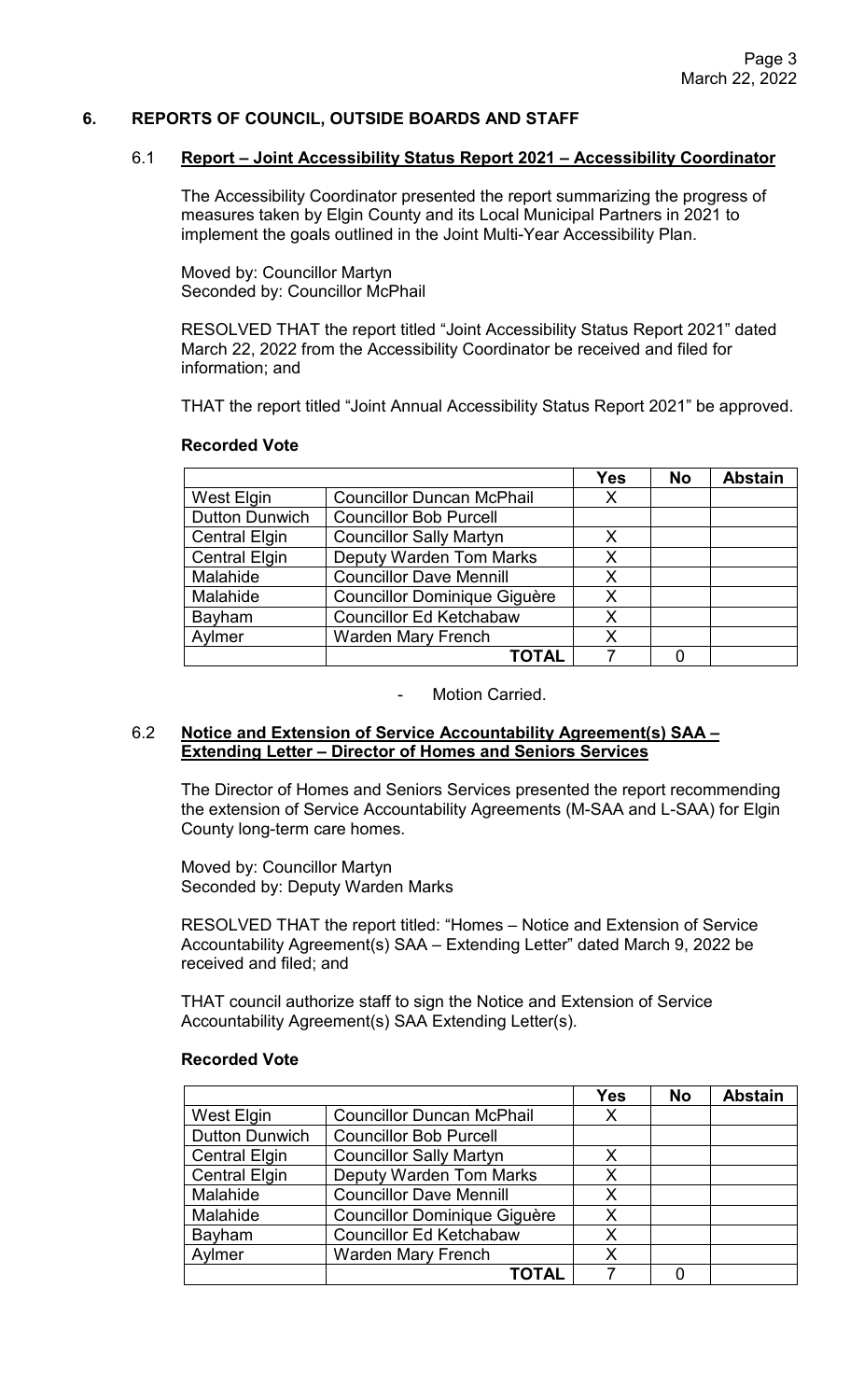## 6. REPORTS OF COUNCIL, OUTSIDE BOARDS AND STAFF

### 6.1 Report – Joint Accessibility Status Report 2021 – Accessibility Coordinator

The Accessibility Coordinator presented the report summarizing the progress of measures taken by Elgin County and its Local Municipal Partners in 2021 to implement the goals outlined in the Joint Multi-Year Accessibility Plan.

Moved by: Councillor Martyn
Seconded by: Councillor McPhail

RESOLVED THAT the report titled "Joint Accessibility Status Report 2021" dated March 22, 2022 from the Accessibility Coordinator be received and filed for information; and

THAT the report titled "Joint Annual Accessibility Status Report 2021" be approved.

**Recorded Vote**

| | | Yes | No | Abstain |
|---|---|---|---|---|
| West Elgin | Councillor Duncan McPhail | X | | |
| Dutton Dunwich | Councillor Bob Purcell | | | |
| Central Elgin | Councillor Sally Martyn | X | | |
| Central Elgin | Deputy Warden Tom Marks | X | | |
| Malahide | Councillor Dave Mennill | X | | |
| Malahide | Councillor Dominique Giguère | X | | |
| Bayham | Councillor Ed Ketchabaw | X | | |
| Aylmer | Warden Mary French | X | | |
| | **TOTAL** | 7 | 0 | |

- Motion Carried.

### 6.2 Notice and Extension of Service Accountability Agreement(s) SAA – Extending Letter – Director of Homes and Seniors Services

The Director of Homes and Seniors Services presented the report recommending the extension of Service Accountability Agreements (M-SAA and L-SAA) for Elgin County long-term care homes.

Moved by: Councillor Martyn
Seconded by: Deputy Warden Marks

RESOLVED THAT the report titled: "Homes – Notice and Extension of Service Accountability Agreement(s) SAA – Extending Letter" dated March 9, 2022 be received and filed; and

THAT council authorize staff to sign the Notice and Extension of Service Accountability Agreement(s) SAA Extending Letter(s).

**Recorded Vote**

| | | Yes | No | Abstain |
|---|---|---|---|---|
| West Elgin | Councillor Duncan McPhail | X | | |
| Dutton Dunwich | Councillor Bob Purcell | | | |
| Central Elgin | Councillor Sally Martyn | X | | |
| Central Elgin | Deputy Warden Tom Marks | X | | |
| Malahide | Councillor Dave Mennill | X | | |
| Malahide | Councillor Dominique Giguère | X | | |
| Bayham | Councillor Ed Ketchabaw | X | | |
| Aylmer | Warden Mary French | X | | |
| | **TOTAL** | 7 | 0 | |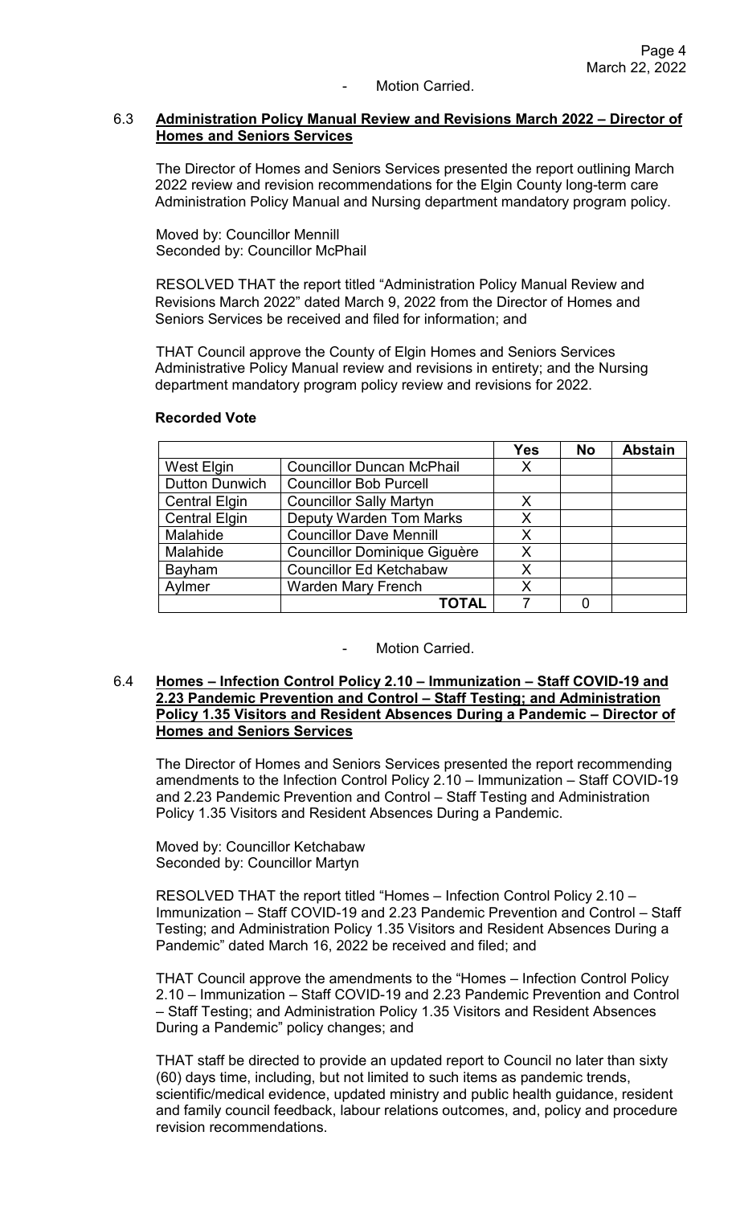- Motion Carried.

6.3 **Administration Policy Manual Review and Revisions March 2022 – Director of Homes and Seniors Services**

The Director of Homes and Seniors Services presented the report outlining March 2022 review and revision recommendations for the Elgin County long-term care Administration Policy Manual and Nursing department mandatory program policy.

Moved by: Councillor Mennill
Seconded by: Councillor McPhail

RESOLVED THAT the report titled "Administration Policy Manual Review and Revisions March 2022" dated March 9, 2022 from the Director of Homes and Seniors Services be received and filed for information; and

THAT Council approve the County of Elgin Homes and Seniors Services Administrative Policy Manual review and revisions in entirety; and the Nursing department mandatory program policy review and revisions for 2022.

**Recorded Vote**

| | | Yes | No | Abstain |
|---|---|---|---|---|
| West Elgin | Councillor Duncan McPhail | X | | |
| Dutton Dunwich | Councillor Bob Purcell | | | |
| Central Elgin | Councillor Sally Martyn | X | | |
| Central Elgin | Deputy Warden Tom Marks | X | | |
| Malahide | Councillor Dave Mennill | X | | |
| Malahide | Councillor Dominique Giguère | X | | |
| Bayham | Councillor Ed Ketchabaw | X | | |
| Aylmer | Warden Mary French | X | | |
| | **TOTAL** | 7 | 0 | |

- Motion Carried.

6.4 **Homes – Infection Control Policy 2.10 – Immunization – Staff COVID-19 and 2.23 Pandemic Prevention and Control – Staff Testing; and Administration Policy 1.35 Visitors and Resident Absences During a Pandemic – Director of Homes and Seniors Services**

The Director of Homes and Seniors Services presented the report recommending amendments to the Infection Control Policy 2.10 – Immunization – Staff COVID-19 and 2.23 Pandemic Prevention and Control – Staff Testing and Administration Policy 1.35 Visitors and Resident Absences During a Pandemic.

Moved by: Councillor Ketchabaw
Seconded by: Councillor Martyn

RESOLVED THAT the report titled "Homes – Infection Control Policy 2.10 – Immunization – Staff COVID-19 and 2.23 Pandemic Prevention and Control – Staff Testing; and Administration Policy 1.35 Visitors and Resident Absences During a Pandemic" dated March 16, 2022 be received and filed; and

THAT Council approve the amendments to the "Homes – Infection Control Policy 2.10 – Immunization – Staff COVID-19 and 2.23 Pandemic Prevention and Control – Staff Testing; and Administration Policy 1.35 Visitors and Resident Absences During a Pandemic" policy changes; and

THAT staff be directed to provide an updated report to Council no later than sixty (60) days time, including, but not limited to such items as pandemic trends, scientific/medical evidence, updated ministry and public health guidance, resident and family council feedback, labour relations outcomes, and, policy and procedure revision recommendations.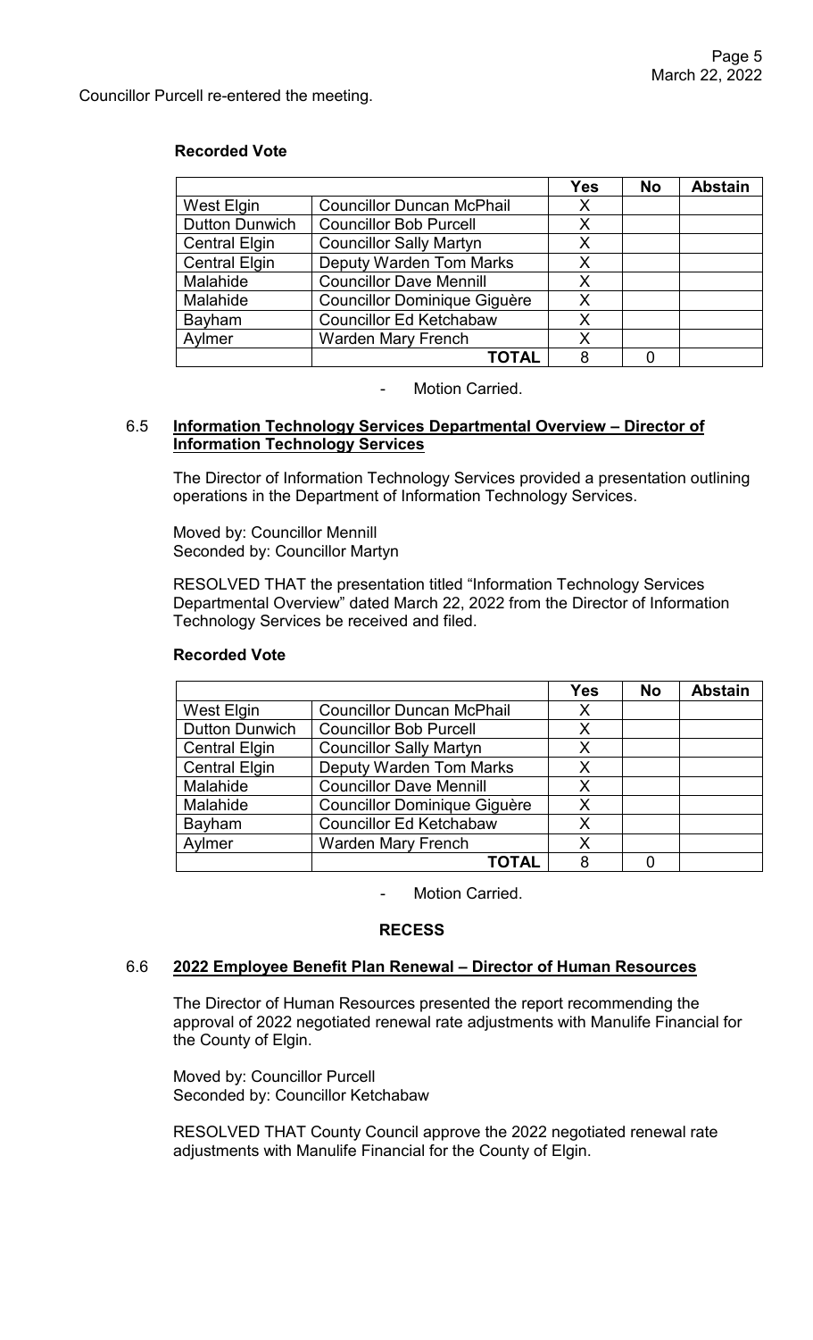Councillor Purcell re-entered the meeting.

**Recorded Vote**

| | | Yes | No | Abstain |
|---|---|---|---|---|
| West Elgin | Councillor Duncan McPhail | X | | |
| Dutton Dunwich | Councillor Bob Purcell | X | | |
| Central Elgin | Councillor Sally Martyn | X | | |
| Central Elgin | Deputy Warden Tom Marks | X | | |
| Malahide | Councillor Dave Mennill | X | | |
| Malahide | Councillor Dominique Giguère | X | | |
| Bayham | Councillor Ed Ketchabaw | X | | |
| Aylmer | Warden Mary French | X | | |
| | **TOTAL** | 8 | 0 | |

- Motion Carried.

6.5 **Information Technology Services Departmental Overview – Director of Information Technology Services**

The Director of Information Technology Services provided a presentation outlining operations in the Department of Information Technology Services.

Moved by: Councillor Mennill
Seconded by: Councillor Martyn

RESOLVED THAT the presentation titled "Information Technology Services Departmental Overview" dated March 22, 2022 from the Director of Information Technology Services be received and filed.

**Recorded Vote**

| | | Yes | No | Abstain |
|---|---|---|---|---|
| West Elgin | Councillor Duncan McPhail | X | | |
| Dutton Dunwich | Councillor Bob Purcell | X | | |
| Central Elgin | Councillor Sally Martyn | X | | |
| Central Elgin | Deputy Warden Tom Marks | X | | |
| Malahide | Councillor Dave Mennill | X | | |
| Malahide | Councillor Dominique Giguère | X | | |
| Bayham | Councillor Ed Ketchabaw | X | | |
| Aylmer | Warden Mary French | X | | |
| | **TOTAL** | 8 | 0 | |

- Motion Carried.

**RECESS**

6.6 **2022 Employee Benefit Plan Renewal – Director of Human Resources**

The Director of Human Resources presented the report recommending the approval of 2022 negotiated renewal rate adjustments with Manulife Financial for the County of Elgin.

Moved by: Councillor Purcell
Seconded by: Councillor Ketchabaw

RESOLVED THAT County Council approve the 2022 negotiated renewal rate adjustments with Manulife Financial for the County of Elgin.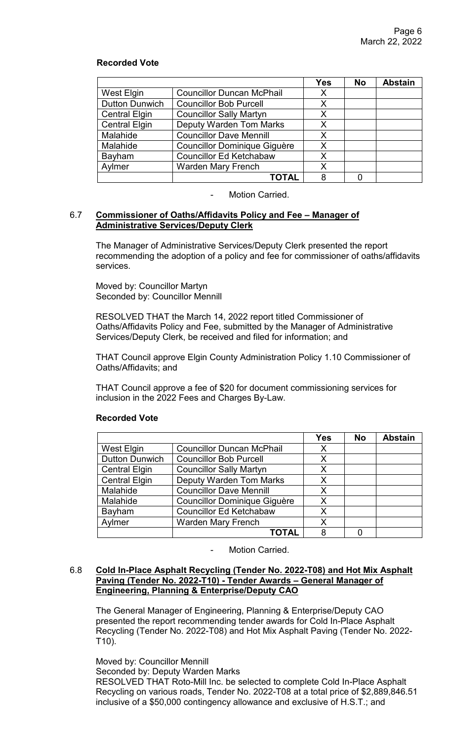**Recorded Vote**

| | | Yes | No | Abstain |
|---|---|---|---|---|
| West Elgin | Councillor Duncan McPhail | X | | |
| Dutton Dunwich | Councillor Bob Purcell | X | | |
| Central Elgin | Councillor Sally Martyn | X | | |
| Central Elgin | Deputy Warden Tom Marks | X | | |
| Malahide | Councillor Dave Mennill | X | | |
| Malahide | Councillor Dominique Giguère | X | | |
| Bayham | Councillor Ed Ketchabaw | X | | |
| Aylmer | Warden Mary French | X | | |
| | **TOTAL** | 8 | 0 | |

- Motion Carried.

### 6.7 Commissioner of Oaths/Affidavits Policy and Fee – Manager of Administrative Services/Deputy Clerk

The Manager of Administrative Services/Deputy Clerk presented the report recommending the adoption of a policy and fee for commissioner of oaths/affidavits services.

Moved by: Councillor Martyn
Seconded by: Councillor Mennill

RESOLVED THAT the March 14, 2022 report titled Commissioner of Oaths/Affidavits Policy and Fee, submitted by the Manager of Administrative Services/Deputy Clerk, be received and filed for information; and

THAT Council approve Elgin County Administration Policy 1.10 Commissioner of Oaths/Affidavits; and

THAT Council approve a fee of $20 for document commissioning services for inclusion in the 2022 Fees and Charges By-Law.

**Recorded Vote**

| | | Yes | No | Abstain |
|---|---|---|---|---|
| West Elgin | Councillor Duncan McPhail | X | | |
| Dutton Dunwich | Councillor Bob Purcell | X | | |
| Central Elgin | Councillor Sally Martyn | X | | |
| Central Elgin | Deputy Warden Tom Marks | X | | |
| Malahide | Councillor Dave Mennill | X | | |
| Malahide | Councillor Dominique Giguère | X | | |
| Bayham | Councillor Ed Ketchabaw | X | | |
| Aylmer | Warden Mary French | X | | |
| | **TOTAL** | 8 | 0 | |

- Motion Carried.

### 6.8 Cold In-Place Asphalt Recycling (Tender No. 2022-T08) and Hot Mix Asphalt Paving (Tender No. 2022-T10) - Tender Awards – General Manager of Engineering, Planning & Enterprise/Deputy CAO

The General Manager of Engineering, Planning & Enterprise/Deputy CAO presented the report recommending tender awards for Cold In-Place Asphalt Recycling (Tender No. 2022-T08) and Hot Mix Asphalt Paving (Tender No. 2022-T10).

Moved by: Councillor Mennill
Seconded by: Deputy Warden Marks
RESOLVED THAT Roto-Mill Inc. be selected to complete Cold In-Place Asphalt Recycling on various roads, Tender No. 2022-T08 at a total price of $2,889,846.51 inclusive of a $50,000 contingency allowance and exclusive of H.S.T.; and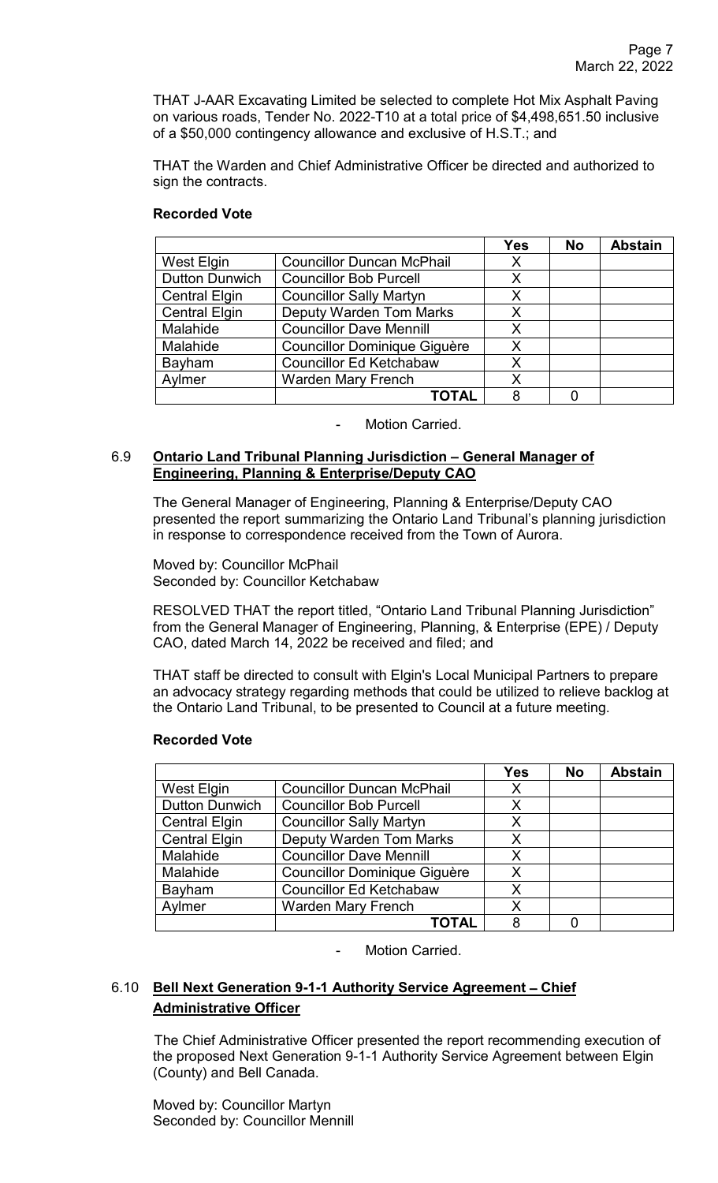THAT J-AAR Excavating Limited be selected to complete Hot Mix Asphalt Paving on various roads, Tender No. 2022-T10 at a total price of $4,498,651.50 inclusive of a $50,000 contingency allowance and exclusive of H.S.T.; and

THAT the Warden and Chief Administrative Officer be directed and authorized to sign the contracts.

**Recorded Vote**

| | | Yes | No | Abstain |
|---|---|---|---|---|
| West Elgin | Councillor Duncan McPhail | X | | |
| Dutton Dunwich | Councillor Bob Purcell | X | | |
| Central Elgin | Councillor Sally Martyn | X | | |
| Central Elgin | Deputy Warden Tom Marks | X | | |
| Malahide | Councillor Dave Mennill | X | | |
| Malahide | Councillor Dominique Giguère | X | | |
| Bayham | Councillor Ed Ketchabaw | X | | |
| Aylmer | Warden Mary French | X | | |
| | **TOTAL** | 8 | 0 | |

- Motion Carried.

### 6.9 Ontario Land Tribunal Planning Jurisdiction – General Manager of Engineering, Planning & Enterprise/Deputy CAO

The General Manager of Engineering, Planning & Enterprise/Deputy CAO presented the report summarizing the Ontario Land Tribunal's planning jurisdiction in response to correspondence received from the Town of Aurora.

Moved by: Councillor McPhail
Seconded by: Councillor Ketchabaw

RESOLVED THAT the report titled, "Ontario Land Tribunal Planning Jurisdiction" from the General Manager of Engineering, Planning, & Enterprise (EPE) / Deputy CAO, dated March 14, 2022 be received and filed; and

THAT staff be directed to consult with Elgin's Local Municipal Partners to prepare an advocacy strategy regarding methods that could be utilized to relieve backlog at the Ontario Land Tribunal, to be presented to Council at a future meeting.

**Recorded Vote**

| | | Yes | No | Abstain |
|---|---|---|---|---|
| West Elgin | Councillor Duncan McPhail | X | | |
| Dutton Dunwich | Councillor Bob Purcell | X | | |
| Central Elgin | Councillor Sally Martyn | X | | |
| Central Elgin | Deputy Warden Tom Marks | X | | |
| Malahide | Councillor Dave Mennill | X | | |
| Malahide | Councillor Dominique Giguère | X | | |
| Bayham | Councillor Ed Ketchabaw | X | | |
| Aylmer | Warden Mary French | X | | |
| | **TOTAL** | 8 | 0 | |

- Motion Carried.

### 6.10 Bell Next Generation 9-1-1 Authority Service Agreement – Chief Administrative Officer

The Chief Administrative Officer presented the report recommending execution of the proposed Next Generation 9-1-1 Authority Service Agreement between Elgin (County) and Bell Canada.

Moved by: Councillor Martyn
Seconded by: Councillor Mennill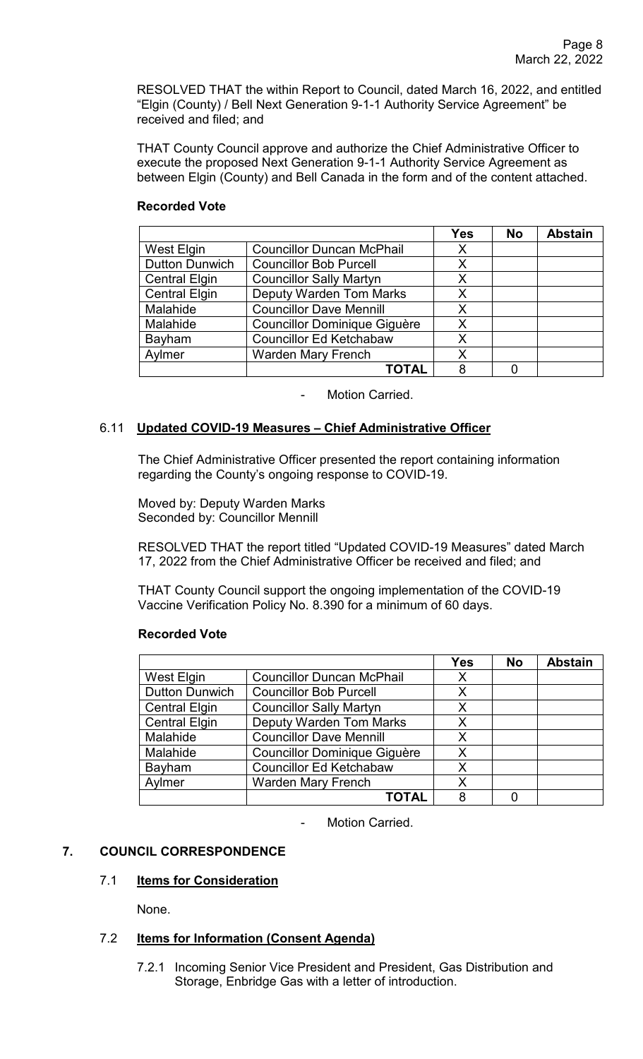RESOLVED THAT the within Report to Council, dated March 16, 2022, and entitled "Elgin (County) / Bell Next Generation 9-1-1 Authority Service Agreement" be received and filed; and

THAT County Council approve and authorize the Chief Administrative Officer to execute the proposed Next Generation 9-1-1 Authority Service Agreement as between Elgin (County) and Bell Canada in the form and of the content attached.

**Recorded Vote**

| | | Yes | No | Abstain |
|---|---|---|---|---|
| West Elgin | Councillor Duncan McPhail | X | | |
| Dutton Dunwich | Councillor Bob Purcell | X | | |
| Central Elgin | Councillor Sally Martyn | X | | |
| Central Elgin | Deputy Warden Tom Marks | X | | |
| Malahide | Councillor Dave Mennill | X | | |
| Malahide | Councillor Dominique Giguère | X | | |
| Bayham | Councillor Ed Ketchabaw | X | | |
| Aylmer | Warden Mary French | X | | |
| | **TOTAL** | 8 | 0 | |

- Motion Carried.

### 6.11 **Updated COVID-19 Measures – Chief Administrative Officer**

The Chief Administrative Officer presented the report containing information regarding the County's ongoing response to COVID-19.

Moved by: Deputy Warden Marks
Seconded by: Councillor Mennill

RESOLVED THAT the report titled "Updated COVID-19 Measures" dated March 17, 2022 from the Chief Administrative Officer be received and filed; and

THAT County Council support the ongoing implementation of the COVID-19 Vaccine Verification Policy No. 8.390 for a minimum of 60 days.

**Recorded Vote**

| | | Yes | No | Abstain |
|---|---|---|---|---|
| West Elgin | Councillor Duncan McPhail | X | | |
| Dutton Dunwich | Councillor Bob Purcell | X | | |
| Central Elgin | Councillor Sally Martyn | X | | |
| Central Elgin | Deputy Warden Tom Marks | X | | |
| Malahide | Councillor Dave Mennill | X | | |
| Malahide | Councillor Dominique Giguère | X | | |
| Bayham | Councillor Ed Ketchabaw | X | | |
| Aylmer | Warden Mary French | X | | |
| | **TOTAL** | 8 | 0 | |

- Motion Carried.

## 7. COUNCIL CORRESPONDENCE

### 7.1 **Items for Consideration**

None.

### 7.2 **Items for Information (Consent Agenda)**

7.2.1 Incoming Senior Vice President and President, Gas Distribution and Storage, Enbridge Gas with a letter of introduction.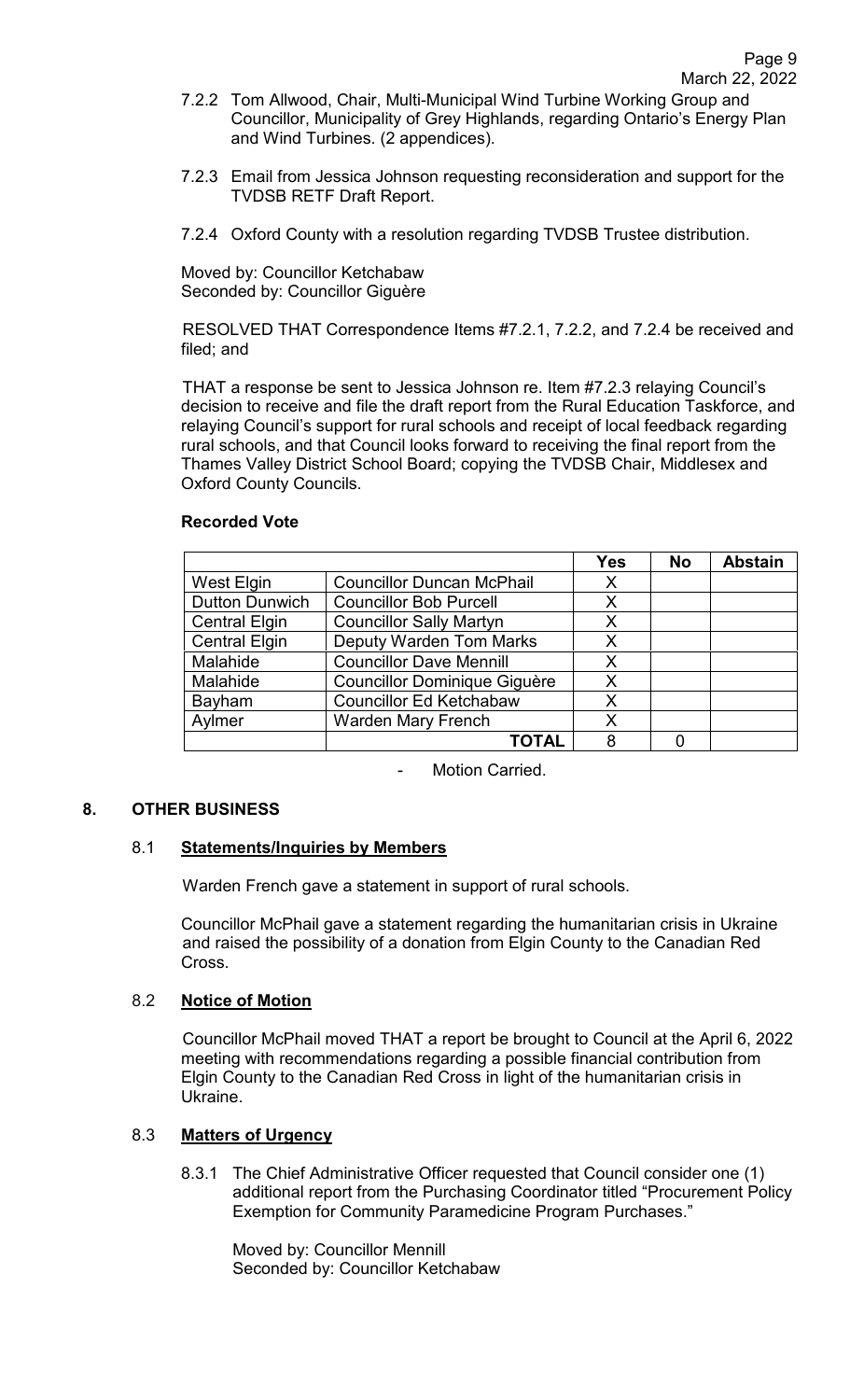7.2.2 Tom Allwood, Chair, Multi-Municipal Wind Turbine Working Group and Councillor, Municipality of Grey Highlands, regarding Ontario's Energy Plan and Wind Turbines. (2 appendices).

7.2.3 Email from Jessica Johnson requesting reconsideration and support for the TVDSB RETF Draft Report.

7.2.4 Oxford County with a resolution regarding TVDSB Trustee distribution.

Moved by: Councillor Ketchabaw
Seconded by: Councillor Giguère

RESOLVED THAT Correspondence Items #7.2.1, 7.2.2, and 7.2.4 be received and filed; and

THAT a response be sent to Jessica Johnson re. Item #7.2.3 relaying Council's decision to receive and file the draft report from the Rural Education Taskforce, and relaying Council's support for rural schools and receipt of local feedback regarding rural schools, and that Council looks forward to receiving the final report from the Thames Valley District School Board; copying the TVDSB Chair, Middlesex and Oxford County Councils.

**Recorded Vote**

| | | Yes | No | Abstain |
|---|---|---|---|---|
| West Elgin | Councillor Duncan McPhail | X | | |
| Dutton Dunwich | Councillor Bob Purcell | X | | |
| Central Elgin | Councillor Sally Martyn | X | | |
| Central Elgin | Deputy Warden Tom Marks | X | | |
| Malahide | Councillor Dave Mennill | X | | |
| Malahide | Councillor Dominique Giguère | X | | |
| Bayham | Councillor Ed Ketchabaw | X | | |
| Aylmer | Warden Mary French | X | | |
| | **TOTAL** | 8 | 0 | |

- Motion Carried.

## 8. OTHER BUSINESS

### 8.1 Statements/Inquiries by Members

Warden French gave a statement in support of rural schools.

Councillor McPhail gave a statement regarding the humanitarian crisis in Ukraine and raised the possibility of a donation from Elgin County to the Canadian Red Cross.

### 8.2 Notice of Motion

Councillor McPhail moved THAT a report be brought to Council at the April 6, 2022 meeting with recommendations regarding a possible financial contribution from Elgin County to the Canadian Red Cross in light of the humanitarian crisis in Ukraine.

### 8.3 Matters of Urgency

8.3.1 The Chief Administrative Officer requested that Council consider one (1) additional report from the Purchasing Coordinator titled "Procurement Policy Exemption for Community Paramedicine Program Purchases."

Moved by: Councillor Mennill
Seconded by: Councillor Ketchabaw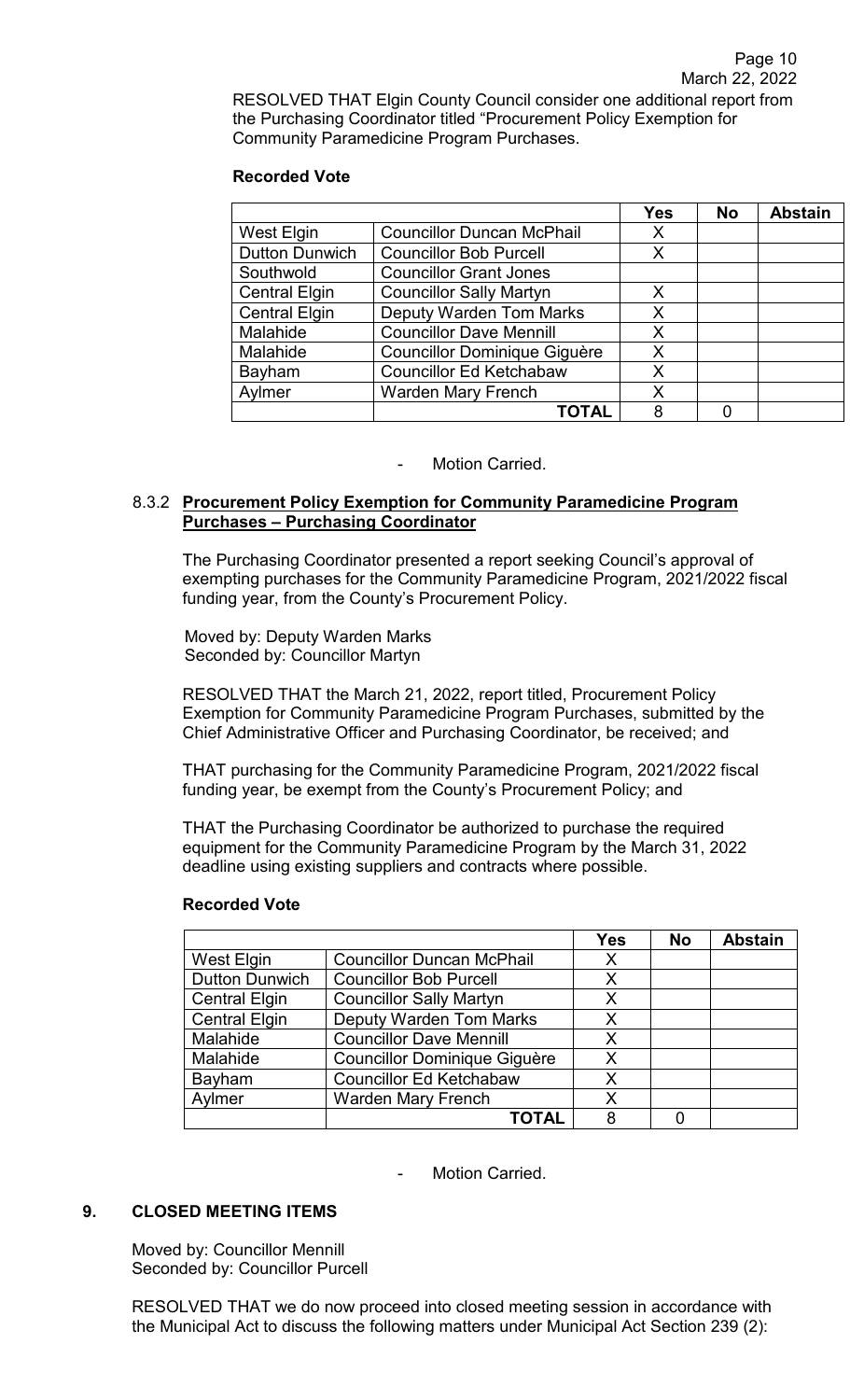RESOLVED THAT Elgin County Council consider one additional report from the Purchasing Coordinator titled "Procurement Policy Exemption for Community Paramedicine Program Purchases.

**Recorded Vote**

| | | Yes | No | Abstain |
|---|---|---|---|---|
| West Elgin | Councillor Duncan McPhail | X | | |
| Dutton Dunwich | Councillor Bob Purcell | X | | |
| Southwold | Councillor Grant Jones | | | |
| Central Elgin | Councillor Sally Martyn | X | | |
| Central Elgin | Deputy Warden Tom Marks | X | | |
| Malahide | Councillor Dave Mennill | X | | |
| Malahide | Councillor Dominique Giguère | X | | |
| Bayham | Councillor Ed Ketchabaw | X | | |
| Aylmer | Warden Mary French | X | | |
| | **TOTAL** | 8 | 0 | |

- Motion Carried.

### 8.3.2 Procurement Policy Exemption for Community Paramedicine Program Purchases – Purchasing Coordinator

The Purchasing Coordinator presented a report seeking Council's approval of exempting purchases for the Community Paramedicine Program, 2021/2022 fiscal funding year, from the County's Procurement Policy.

Moved by: Deputy Warden Marks
Seconded by: Councillor Martyn

RESOLVED THAT the March 21, 2022, report titled, Procurement Policy Exemption for Community Paramedicine Program Purchases, submitted by the Chief Administrative Officer and Purchasing Coordinator, be received; and

THAT purchasing for the Community Paramedicine Program, 2021/2022 fiscal funding year, be exempt from the County's Procurement Policy; and

THAT the Purchasing Coordinator be authorized to purchase the required equipment for the Community Paramedicine Program by the March 31, 2022 deadline using existing suppliers and contracts where possible.

**Recorded Vote**

| | | Yes | No | Abstain |
|---|---|---|---|---|
| West Elgin | Councillor Duncan McPhail | X | | |
| Dutton Dunwich | Councillor Bob Purcell | X | | |
| Central Elgin | Councillor Sally Martyn | X | | |
| Central Elgin | Deputy Warden Tom Marks | X | | |
| Malahide | Councillor Dave Mennill | X | | |
| Malahide | Councillor Dominique Giguère | X | | |
| Bayham | Councillor Ed Ketchabaw | X | | |
| Aylmer | Warden Mary French | X | | |
| | **TOTAL** | 8 | 0 | |

- Motion Carried.

## 9. CLOSED MEETING ITEMS

Moved by: Councillor Mennill
Seconded by: Councillor Purcell

RESOLVED THAT we do now proceed into closed meeting session in accordance with the Municipal Act to discuss the following matters under Municipal Act Section 239 (2):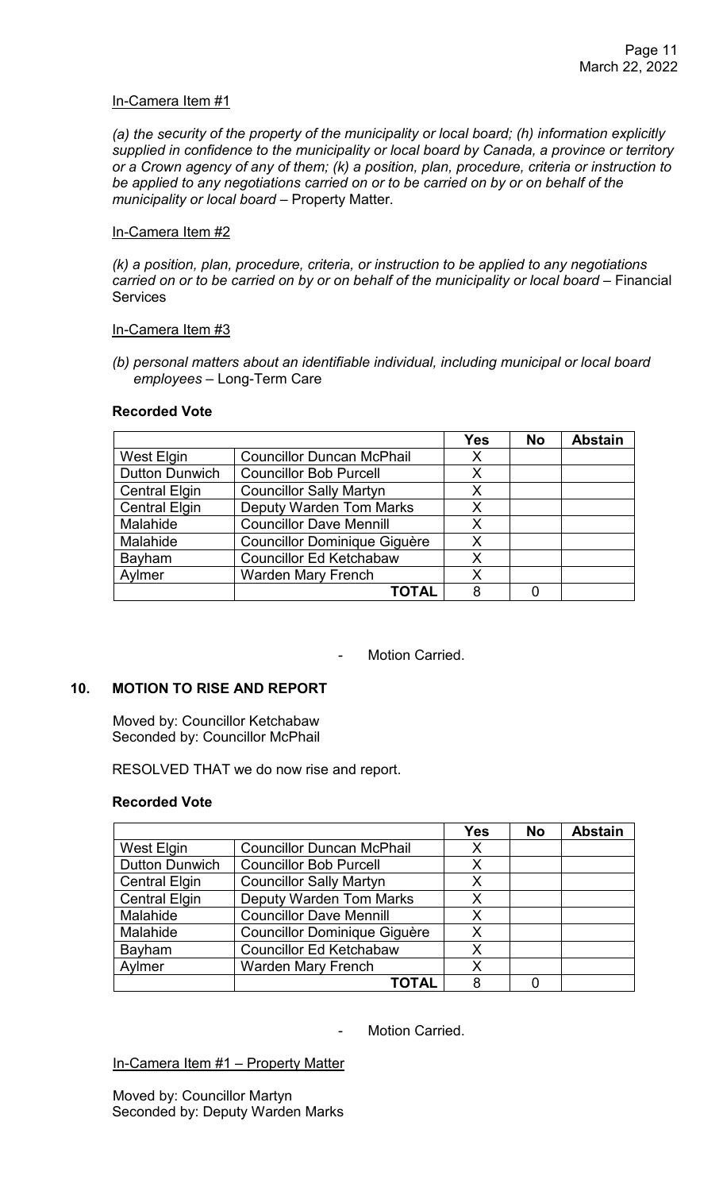In-Camera Item #1

*(a) the security of the property of the municipality or local board; (h) information explicitly supplied in confidence to the municipality or local board by Canada, a province or territory or a Crown agency of any of them; (k) a position, plan, procedure, criteria or instruction to be applied to any negotiations carried on or to be carried on by or on behalf of the municipality or local board* – Property Matter.

In-Camera Item #2

*(k) a position, plan, procedure, criteria, or instruction to be applied to any negotiations carried on or to be carried on by or on behalf of the municipality or local board* – Financial Services

In-Camera Item #3

*(b) personal matters about an identifiable individual, including municipal or local board employees* – Long-Term Care

**Recorded Vote**

| | | Yes | No | Abstain |
|---|---|---|---|---|
| West Elgin | Councillor Duncan McPhail | X | | |
| Dutton Dunwich | Councillor Bob Purcell | X | | |
| Central Elgin | Councillor Sally Martyn | X | | |
| Central Elgin | Deputy Warden Tom Marks | X | | |
| Malahide | Councillor Dave Mennill | X | | |
| Malahide | Councillor Dominique Giguère | X | | |
| Bayham | Councillor Ed Ketchabaw | X | | |
| Aylmer | Warden Mary French | X | | |
| | **TOTAL** | 8 | 0 | |

- Motion Carried.

## 10. MOTION TO RISE AND REPORT

Moved by: Councillor Ketchabaw
Seconded by: Councillor McPhail

RESOLVED THAT we do now rise and report.

**Recorded Vote**

| | | Yes | No | Abstain |
|---|---|---|---|---|
| West Elgin | Councillor Duncan McPhail | X | | |
| Dutton Dunwich | Councillor Bob Purcell | X | | |
| Central Elgin | Councillor Sally Martyn | X | | |
| Central Elgin | Deputy Warden Tom Marks | X | | |
| Malahide | Councillor Dave Mennill | X | | |
| Malahide | Councillor Dominique Giguère | X | | |
| Bayham | Councillor Ed Ketchabaw | X | | |
| Aylmer | Warden Mary French | X | | |
| | **TOTAL** | 8 | 0 | |

- Motion Carried.

In-Camera Item #1 – Property Matter

Moved by: Councillor Martyn
Seconded by: Deputy Warden Marks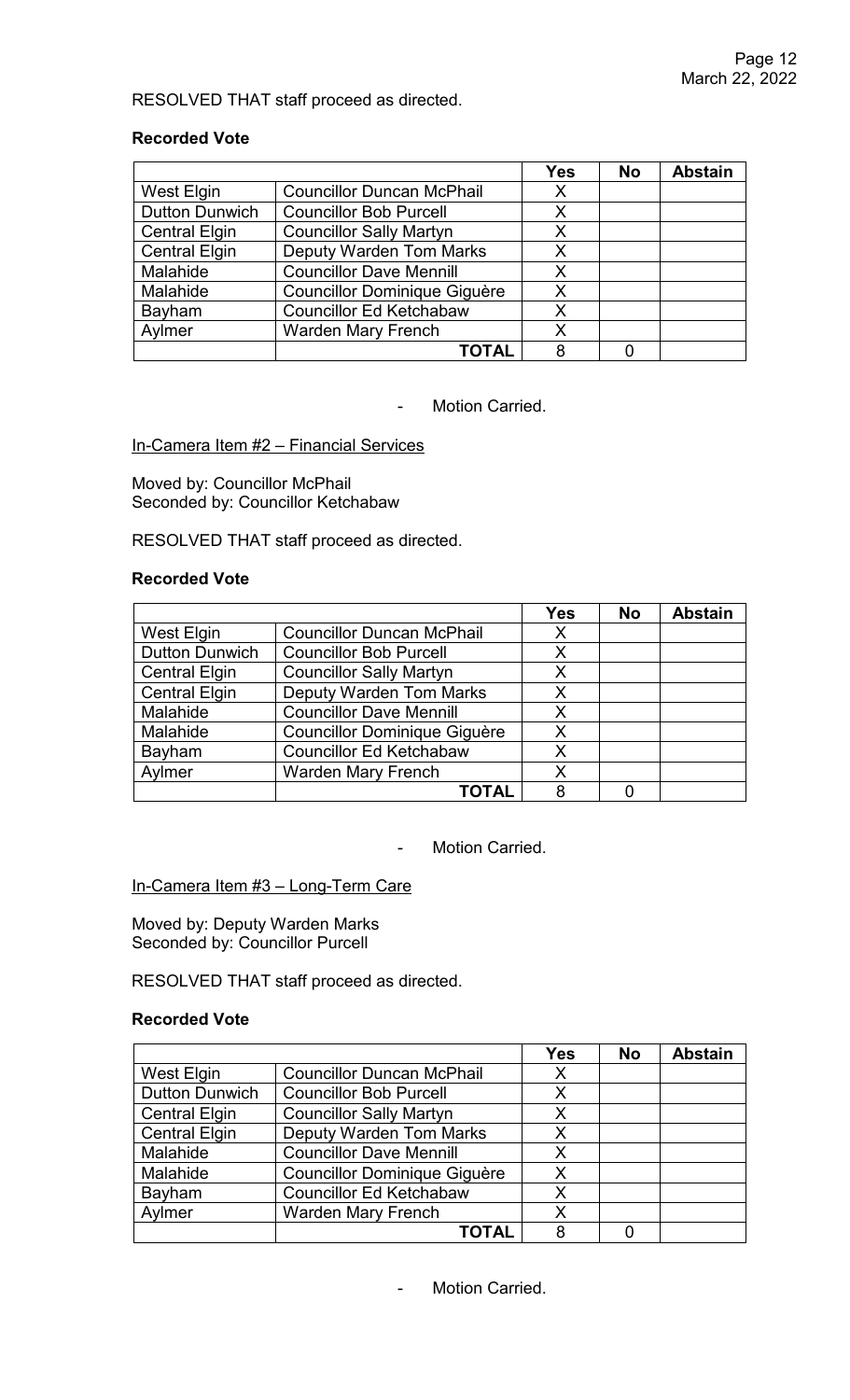RESOLVED THAT staff proceed as directed.

**Recorded Vote**

| | | Yes | No | Abstain |
|---|---|---|---|---|
| West Elgin | Councillor Duncan McPhail | X | | |
| Dutton Dunwich | Councillor Bob Purcell | X | | |
| Central Elgin | Councillor Sally Martyn | X | | |
| Central Elgin | Deputy Warden Tom Marks | X | | |
| Malahide | Councillor Dave Mennill | X | | |
| Malahide | Councillor Dominique Giguère | X | | |
| Bayham | Councillor Ed Ketchabaw | X | | |
| Aylmer | Warden Mary French | X | | |
| | **TOTAL** | 8 | 0 | |

- Motion Carried.

In-Camera Item #2 – Financial Services

Moved by: Councillor McPhail
Seconded by: Councillor Ketchabaw

RESOLVED THAT staff proceed as directed.

**Recorded Vote**

| | | Yes | No | Abstain |
|---|---|---|---|---|
| West Elgin | Councillor Duncan McPhail | X | | |
| Dutton Dunwich | Councillor Bob Purcell | X | | |
| Central Elgin | Councillor Sally Martyn | X | | |
| Central Elgin | Deputy Warden Tom Marks | X | | |
| Malahide | Councillor Dave Mennill | X | | |
| Malahide | Councillor Dominique Giguère | X | | |
| Bayham | Councillor Ed Ketchabaw | X | | |
| Aylmer | Warden Mary French | X | | |
| | **TOTAL** | 8 | 0 | |

- Motion Carried.

In-Camera Item #3 – Long-Term Care

Moved by: Deputy Warden Marks
Seconded by: Councillor Purcell

RESOLVED THAT staff proceed as directed.

**Recorded Vote**

| | | Yes | No | Abstain |
|---|---|---|---|---|
| West Elgin | Councillor Duncan McPhail | X | | |
| Dutton Dunwich | Councillor Bob Purcell | X | | |
| Central Elgin | Councillor Sally Martyn | X | | |
| Central Elgin | Deputy Warden Tom Marks | X | | |
| Malahide | Councillor Dave Mennill | X | | |
| Malahide | Councillor Dominique Giguère | X | | |
| Bayham | Councillor Ed Ketchabaw | X | | |
| Aylmer | Warden Mary French | X | | |
| | **TOTAL** | 8 | 0 | |

- Motion Carried.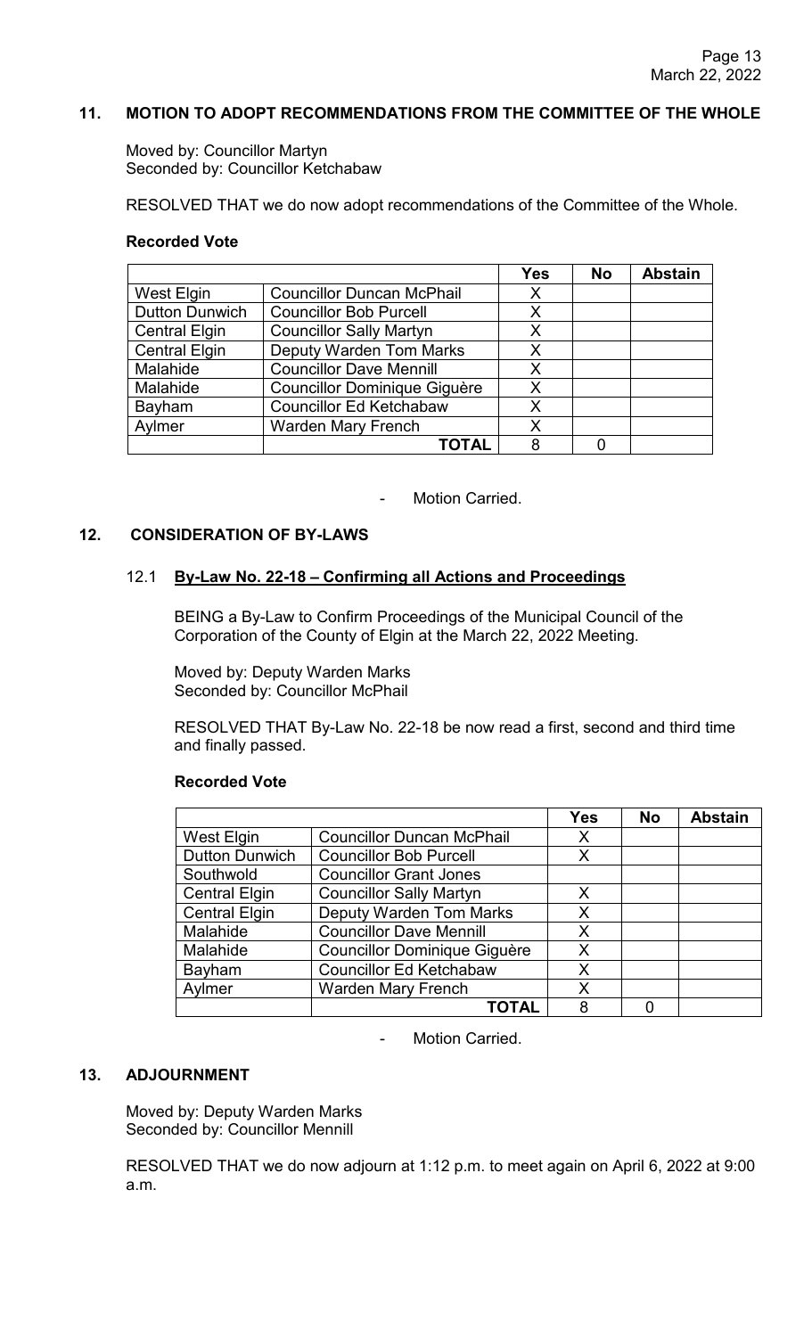## 11. MOTION TO ADOPT RECOMMENDATIONS FROM THE COMMITTEE OF THE WHOLE

Moved by: Councillor Martyn
Seconded by: Councillor Ketchabaw

RESOLVED THAT we do now adopt recommendations of the Committee of the Whole.

**Recorded Vote**

| | | Yes | No | Abstain |
|---|---|---|---|---|
| West Elgin | Councillor Duncan McPhail | X | | |
| Dutton Dunwich | Councillor Bob Purcell | X | | |
| Central Elgin | Councillor Sally Martyn | X | | |
| Central Elgin | Deputy Warden Tom Marks | X | | |
| Malahide | Councillor Dave Mennill | X | | |
| Malahide | Councillor Dominique Giguère | X | | |
| Bayham | Councillor Ed Ketchabaw | X | | |
| Aylmer | Warden Mary French | X | | |
| | **TOTAL** | 8 | 0 | |

- Motion Carried.

## 12. CONSIDERATION OF BY-LAWS

### 12.1 By-Law No. 22-18 – Confirming all Actions and Proceedings

BEING a By-Law to Confirm Proceedings of the Municipal Council of the Corporation of the County of Elgin at the March 22, 2022 Meeting.

Moved by: Deputy Warden Marks
Seconded by: Councillor McPhail

RESOLVED THAT By-Law No. 22-18 be now read a first, second and third time and finally passed.

**Recorded Vote**

| | | Yes | No | Abstain |
|---|---|---|---|---|
| West Elgin | Councillor Duncan McPhail | X | | |
| Dutton Dunwich | Councillor Bob Purcell | X | | |
| Southwold | Councillor Grant Jones | | | |
| Central Elgin | Councillor Sally Martyn | X | | |
| Central Elgin | Deputy Warden Tom Marks | X | | |
| Malahide | Councillor Dave Mennill | X | | |
| Malahide | Councillor Dominique Giguère | X | | |
| Bayham | Councillor Ed Ketchabaw | X | | |
| Aylmer | Warden Mary French | X | | |
| | **TOTAL** | 8 | 0 | |

- Motion Carried.

## 13. ADJOURNMENT

Moved by: Deputy Warden Marks
Seconded by: Councillor Mennill

RESOLVED THAT we do now adjourn at 1:12 p.m. to meet again on April 6, 2022 at 9:00 a.m.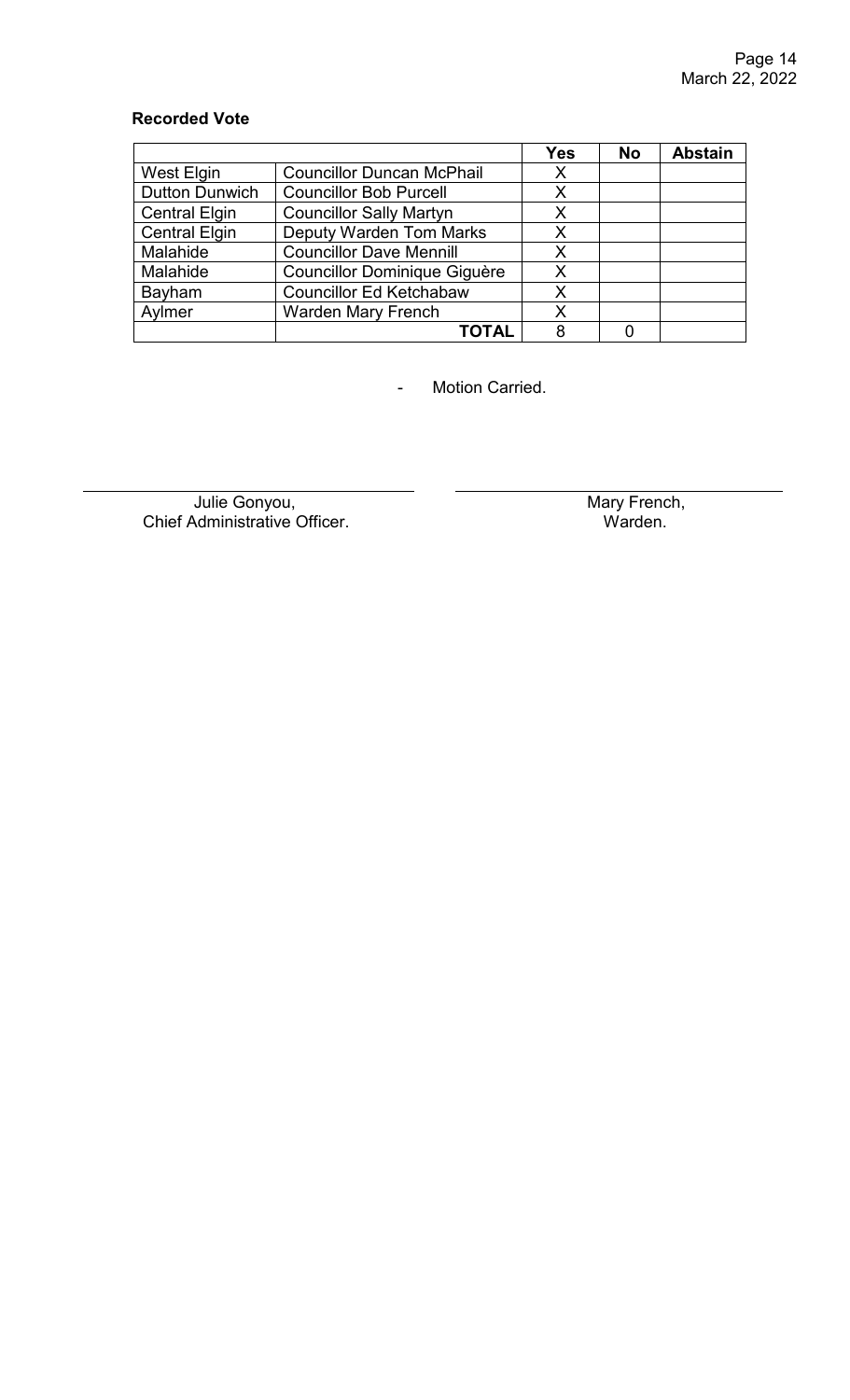**Recorded Vote**

| | | Yes | No | Abstain |
|---|---|---|---|---|
| West Elgin | Councillor Duncan McPhail | X | | |
| Dutton Dunwich | Councillor Bob Purcell | X | | |
| Central Elgin | Councillor Sally Martyn | X | | |
| Central Elgin | Deputy Warden Tom Marks | X | | |
| Malahide | Councillor Dave Mennill | X | | |
| Malahide | Councillor Dominique Giguère | X | | |
| Bayham | Councillor Ed Ketchabaw | X | | |
| Aylmer | Warden Mary French | X | | |
| | **TOTAL** | 8 | 0 | |

- Motion Carried.

Julie Gonyou,
Chief Administrative Officer.

Mary French,
Warden.